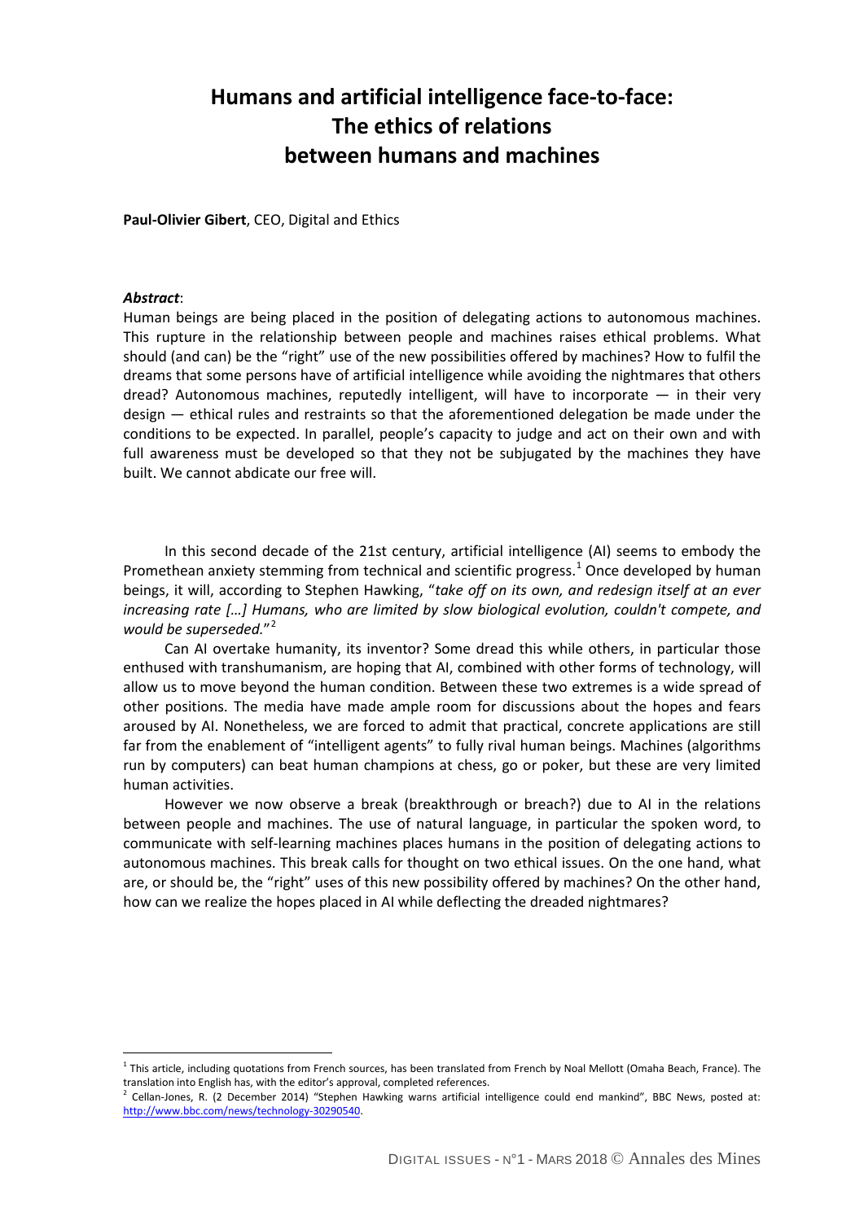# Humans and artificial intelligence face-to-face: The ethics of relations between humans and machines

**Paul-Olivier Gibert**, CEO, Digital and Ethics

***Abstract***:

Human beings are being placed in the position of delegating actions to autonomous machines. This rupture in the relationship between people and machines raises ethical problems. What should (and can) be the "right" use of the new possibilities offered by machines? How to fulfil the dreams that some persons have of artificial intelligence while avoiding the nightmares that others dread? Autonomous machines, reputedly intelligent, will have to incorporate — in their very design — ethical rules and restraints so that the aforementioned delegation be made under the conditions to be expected. In parallel, people's capacity to judge and act on their own and with full awareness must be developed so that they not be subjugated by the machines they have built. We cannot abdicate our free will.

In this second decade of the 21st century, artificial intelligence (AI) seems to embody the Promethean anxiety stemming from technical and scientific progress.[1] Once developed by human beings, it will, according to Stephen Hawking, "*take off on its own, and redesign itself at an ever increasing rate […] Humans, who are limited by slow biological evolution, couldn't compete, and would be superseded.*"[2]

Can AI overtake humanity, its inventor? Some dread this while others, in particular those enthused with transhumanism, are hoping that AI, combined with other forms of technology, will allow us to move beyond the human condition. Between these two extremes is a wide spread of other positions. The media have made ample room for discussions about the hopes and fears aroused by AI. Nonetheless, we are forced to admit that practical, concrete applications are still far from the enablement of "intelligent agents" to fully rival human beings. Machines (algorithms run by computers) can beat human champions at chess, go or poker, but these are very limited human activities.

However we now observe a break (breakthrough or breach?) due to AI in the relations between people and machines. The use of natural language, in particular the spoken word, to communicate with self-learning machines places humans in the position of delegating actions to autonomous machines. This break calls for thought on two ethical issues. On the one hand, what are, or should be, the "right" uses of this new possibility offered by machines? On the other hand, how can we realize the hopes placed in AI while deflecting the dreaded nightmares?

---

[1] This article, including quotations from French sources, has been translated from French by Noal Mellott (Omaha Beach, France). The translation into English has, with the editor's approval, completed references.

[2] Cellan-Jones, R. (2 December 2014) "Stephen Hawking warns artificial intelligence could end mankind", BBC News, posted at: http://www.bbc.com/news/technology-30290540.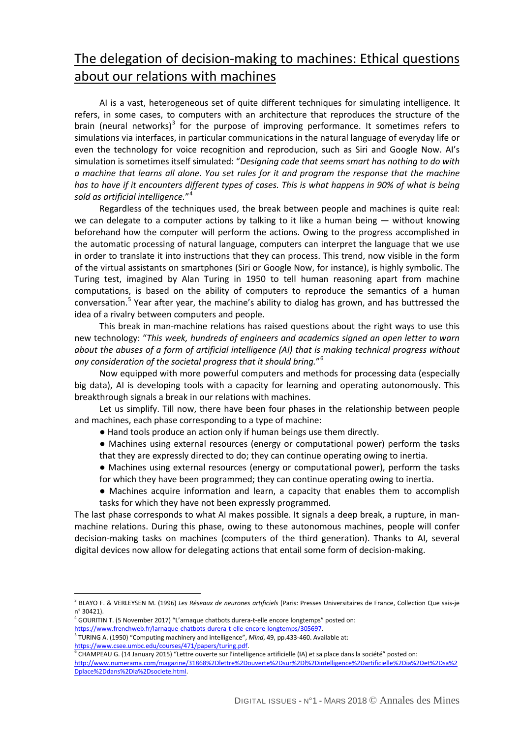# The delegation of decision-making to machines: Ethical questions about our relations with machines

AI is a vast, heterogeneous set of quite different techniques for simulating intelligence. It refers, in some cases, to computers with an architecture that reproduces the structure of the brain (neural networks)[3] for the purpose of improving performance. It sometimes refers to simulations via interfaces, in particular communications in the natural language of everyday life or even the technology for voice recognition and reproducion, such as Siri and Google Now. AI's simulation is sometimes itself simulated: "*Designing code that seems smart has nothing to do with a machine that learns all alone. You set rules for it and program the response that the machine has to have if it encounters different types of cases. This is what happens in 90% of what is being sold as artificial intelligence.*"[4]

Regardless of the techniques used, the break between people and machines is quite real: we can delegate to a computer actions by talking to it like a human being — without knowing beforehand how the computer will perform the actions. Owing to the progress accomplished in the automatic processing of natural language, computers can interpret the language that we use in order to translate it into instructions that they can process. This trend, now visible in the form of the virtual assistants on smartphones (Siri or Google Now, for instance), is highly symbolic. The Turing test, imagined by Alan Turing in 1950 to tell human reasoning apart from machine computations, is based on the ability of computers to reproduce the semantics of a human conversation.[5] Year after year, the machine's ability to dialog has grown, and has buttressed the idea of a rivalry between computers and people.

This break in man-machine relations has raised questions about the right ways to use this new technology: "*This week, hundreds of engineers and academics signed an open letter to warn about the abuses of a form of artificial intelligence (AI) that is making technical progress without any consideration of the societal progress that it should bring.*"[6]

Now equipped with more powerful computers and methods for processing data (especially big data), AI is developing tools with a capacity for learning and operating autonomously. This breakthrough signals a break in our relations with machines.

Let us simplify. Till now, there have been four phases in the relationship between people and machines, each phase corresponding to a type of machine:

- Hand tools produce an action only if human beings use them directly.
- Machines using external resources (energy or computational power) perform the tasks that they are expressly directed to do; they can continue operating owing to inertia.
- Machines using external resources (energy or computational power), perform the tasks for which they have been programmed; they can continue operating owing to inertia.
- Machines acquire information and learn, a capacity that enables them to accomplish tasks for which they have not been expressly programmed.

The last phase corresponds to what AI makes possible. It signals a deep break, a rupture, in man-machine relations. During this phase, owing to these autonomous machines, people will confer decision-making tasks on machines (computers of the third generation). Thanks to AI, several digital devices now allow for delegating actions that entail some form of decision-making.

---

[3] BLAYO F. & VERLEYSEN M. (1996) *Les Réseaux de neurones artificiels* (Paris: Presses Universitaires de France, Collection Que sais-je n° 30421).

[4] GOURITIN T. (5 November 2017) "L'arnaque chatbots durera-t-elle encore longtemps" posted on: https://www.frenchweb.fr/larnaque-chatbots-durera-t-elle-encore-longtemps/305697.

[5] TURING A. (1950) "Computing machinery and intelligence", *Mind*, 49, pp.433-460. Available at: https://www.csee.umbc.edu/courses/471/papers/turing.pdf.

[6] CHAMPEAU G. (14 January 2015) "Lettre ouverte sur l'intelligence artificielle (IA) et sa place dans la société" posted on: http://www.numerama.com/magazine/31868%2Dlettre%2Douverte%2Dsur%2Dl%2Dintelligence%2Dartificielle%2Dia%2Det%2Dsa%2Dplace%2Ddans%2Dla%2Dsociete.html.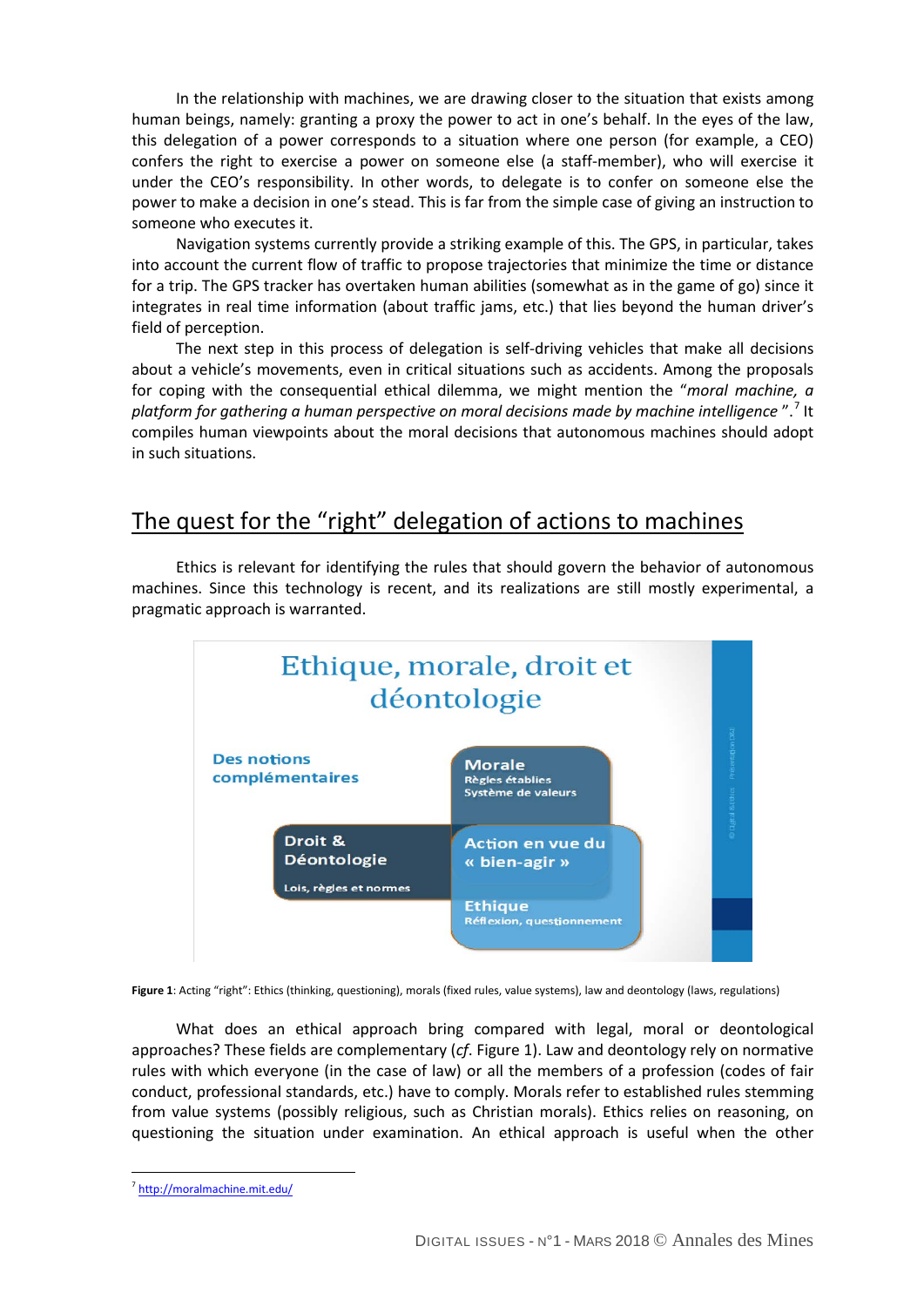In the relationship with machines, we are drawing closer to the situation that exists among human beings, namely: granting a proxy the power to act in one's behalf. In the eyes of the law, this delegation of a power corresponds to a situation where one person (for example, a CEO) confers the right to exercise a power on someone else (a staff-member), who will exercise it under the CEO's responsibility. In other words, to delegate is to confer on someone else the power to make a decision in one's stead. This is far from the simple case of giving an instruction to someone who executes it.

Navigation systems currently provide a striking example of this. The GPS, in particular, takes into account the current flow of traffic to propose trajectories that minimize the time or distance for a trip. The GPS tracker has overtaken human abilities (somewhat as in the game of go) since it integrates in real time information (about traffic jams, etc.) that lies beyond the human driver's field of perception.

The next step in this process of delegation is self-driving vehicles that make all decisions about a vehicle's movements, even in critical situations such as accidents. Among the proposals for coping with the consequential ethical dilemma, we might mention the "*moral machine, a platform for gathering a human perspective on moral decisions made by machine intelligence*".[7] It compiles human viewpoints about the moral decisions that autonomous machines should adopt in such situations.

## The quest for the "right" delegation of actions to machines

Ethics is relevant for identifying the rules that should govern the behavior of autonomous machines. Since this technology is recent, and its realizations are still mostly experimental, a pragmatic approach is warranted.

**Ethique, morale, droit et déontologie**

Des notions complémentaires

- **Morale** — Règles établies, Système de valeurs
- **Droit & Déontologie** — Lois, règles et normes
- **Action en vue du « bien-agir »**
- **Ethique** — Réflexion, questionnement

**Figure 1**: Acting "right": Ethics (thinking, questioning), morals (fixed rules, value systems), law and deontology (laws, regulations)

What does an ethical approach bring compared with legal, moral or deontological approaches? These fields are complementary (*cf*. Figure 1). Law and deontology rely on normative rules with which everyone (in the case of law) or all the members of a profession (codes of fair conduct, professional standards, etc.) have to comply. Morals refer to established rules stemming from value systems (possibly religious, such as Christian morals). Ethics relies on reasoning, on questioning the situation under examination. An ethical approach is useful when the other

[7] http://moralmachine.mit.edu/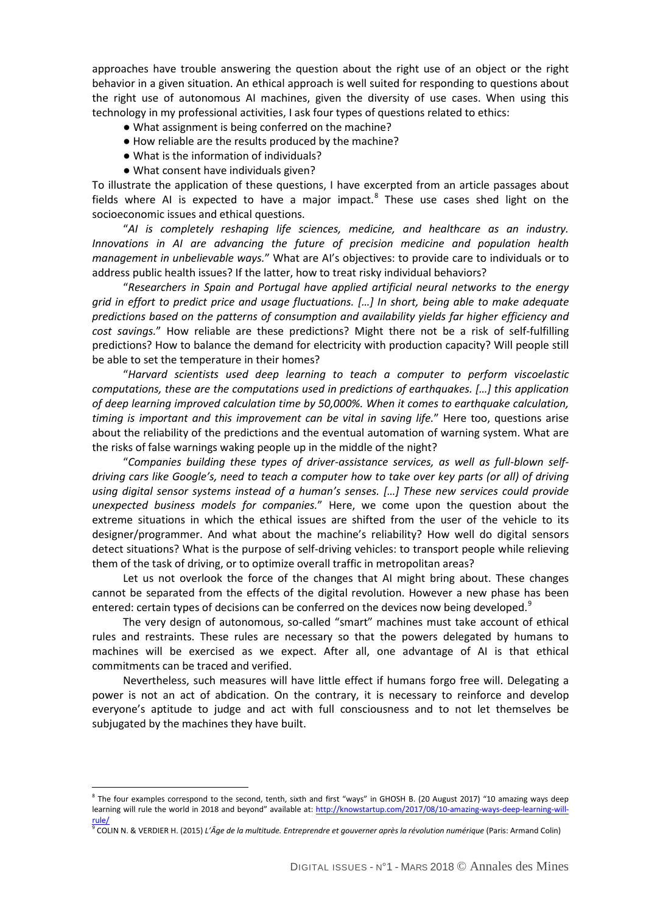approaches have trouble answering the question about the right use of an object or the right behavior in a given situation. An ethical approach is well suited for responding to questions about the right use of autonomous AI machines, given the diversity of use cases. When using this technology in my professional activities, I ask four types of questions related to ethics:

- What assignment is being conferred on the machine?
- How reliable are the results produced by the machine?
- What is the information of individuals?
- What consent have individuals given?

To illustrate the application of these questions, I have excerpted from an article passages about fields where AI is expected to have a major impact.[8] These use cases shed light on the socioeconomic issues and ethical questions.

"*AI is completely reshaping life sciences, medicine, and healthcare as an industry. Innovations in AI are advancing the future of precision medicine and population health management in unbelievable ways.*" What are AI's objectives: to provide care to individuals or to address public health issues? If the latter, how to treat risky individual behaviors?

"*Researchers in Spain and Portugal have applied artificial neural networks to the energy grid in effort to predict price and usage fluctuations. […] In short, being able to make adequate predictions based on the patterns of consumption and availability yields far higher efficiency and cost savings.*" How reliable are these predictions? Might there not be a risk of self-fulfilling predictions? How to balance the demand for electricity with production capacity? Will people still be able to set the temperature in their homes?

"*Harvard scientists used deep learning to teach a computer to perform viscoelastic computations, these are the computations used in predictions of earthquakes. […] this application of deep learning improved calculation time by 50,000%. When it comes to earthquake calculation, timing is important and this improvement can be vital in saving life.*" Here too, questions arise about the reliability of the predictions and the eventual automation of warning system. What are the risks of false warnings waking people up in the middle of the night?

"*Companies building these types of driver-assistance services, as well as full-blown self-driving cars like Google's, need to teach a computer how to take over key parts (or all) of driving using digital sensor systems instead of a human's senses. […] These new services could provide unexpected business models for companies.*" Here, we come upon the question about the extreme situations in which the ethical issues are shifted from the user of the vehicle to its designer/programmer. And what about the machine's reliability? How well do digital sensors detect situations? What is the purpose of self-driving vehicles: to transport people while relieving them of the task of driving, or to optimize overall traffic in metropolitan areas?

Let us not overlook the force of the changes that AI might bring about. These changes cannot be separated from the effects of the digital revolution. However a new phase has been entered: certain types of decisions can be conferred on the devices now being developed.[9]

The very design of autonomous, so-called "smart" machines must take account of ethical rules and restraints. These rules are necessary so that the powers delegated by humans to machines will be exercised as we expect. After all, one advantage of AI is that ethical commitments can be traced and verified.

Nevertheless, such measures will have little effect if humans forgo free will. Delegating a power is not an act of abdication. On the contrary, it is necessary to reinforce and develop everyone's aptitude to judge and act with full consciousness and to not let themselves be subjugated by the machines they have built.

---

[8] The four examples correspond to the second, tenth, sixth and first "ways" in GHOSH B. (20 August 2017) "10 amazing ways deep learning will rule the world in 2018 and beyond" available at: http://knowstartup.com/2017/08/10-amazing-ways-deep-learning-will-rule/

[9] COLIN N. & VERDIER H. (2015) *L'Âge de la multitude. Entreprendre et gouverner après la révolution numérique* (Paris: Armand Colin)